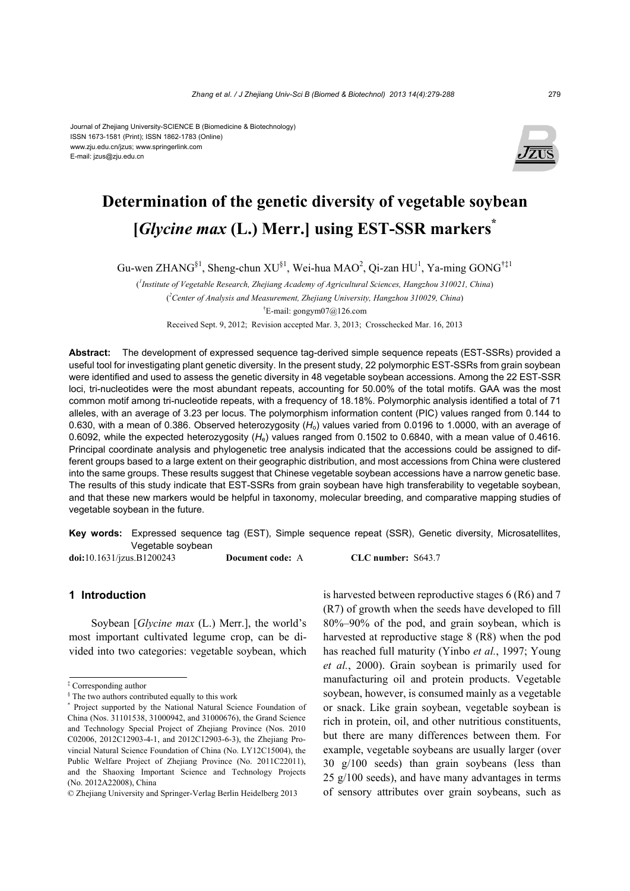Journal of Zhejiang University-SCIENCE B (Biomedicine & Biotechnology)
ISSN 1673-1581 (Print); ISSN 1862-1783 (Online)
www.zju.edu.cn/jzus; www.springerlink.com
E-mail: jzus@zju.edu.cn

# Determination of the genetic diversity of vegetable soybean [*Glycine max* (L.) Merr.] using EST-SSR markers*

Gu-wen ZHANG§1, Sheng-chun XU§1, Wei-hua MAO[2], Qi-zan HU[1], Ya-ming GONG†‡1

([1]Institute of Vegetable Research, Zhejiang Academy of Agricultural Sciences, Hangzhou 310021, China)

([2]Center of Analysis and Measurement, Zhejiang University, Hangzhou 310029, China)

†E-mail: gongym07@126.com

Received Sept. 9, 2012; Revision accepted Mar. 3, 2013; Crosschecked Mar. 16, 2013

**Abstract:** The development of expressed sequence tag-derived simple sequence repeats (EST-SSRs) provided a useful tool for investigating plant genetic diversity. In the present study, 22 polymorphic EST-SSRs from grain soybean were identified and used to assess the genetic diversity in 48 vegetable soybean accessions. Among the 22 EST-SSR loci, tri-nucleotides were the most abundant repeats, accounting for 50.00% of the total motifs. GAA was the most common motif among tri-nucleotide repeats, with a frequency of 18.18%. Polymorphic analysis identified a total of 71 alleles, with an average of 3.23 per locus. The polymorphism information content (PIC) values ranged from 0.144 to 0.630, with a mean of 0.386. Observed heterozygosity ($H_o$) values varied from 0.0196 to 1.0000, with an average of 0.6092, while the expected heterozygosity ($H_e$) values ranged from 0.1502 to 0.6840, with a mean value of 0.4616. Principal coordinate analysis and phylogenetic tree analysis indicated that the accessions could be assigned to different groups based to a large extent on their geographic distribution, and most accessions from China were clustered into the same groups. These results suggest that Chinese vegetable soybean accessions have a narrow genetic base. The results of this study indicate that EST-SSRs from grain soybean have high transferability to vegetable soybean, and that these new markers would be helpful in taxonomy, molecular breeding, and comparative mapping studies of vegetable soybean in the future.

**Key words:** Expressed sequence tag (EST), Simple sequence repeat (SSR), Genetic diversity, Microsatellites, Vegetable soybean

**doi:**10.1631/jzus.B1200243 **Document code:** A **CLC number:** S643.7

## 1 Introduction

Soybean [*Glycine max* (L.) Merr.], the world's most important cultivated legume crop, can be divided into two categories: vegetable soybean, which is harvested between reproductive stages 6 (R6) and 7 (R7) of growth when the seeds have developed to fill 80%–90% of the pod, and grain soybean, which is harvested at reproductive stage 8 (R8) when the pod has reached full maturity (Yinbo *et al.*, 1997; Young *et al.*, 2000). Grain soybean is primarily used for manufacturing oil and protein products. Vegetable soybean, however, is consumed mainly as a vegetable or snack. Like grain soybean, vegetable soybean is rich in protein, oil, and other nutritious constituents, but there are many differences between them. For example, vegetable soybeans are usually larger (over 30 g/100 seeds) than grain soybeans (less than 25 g/100 seeds), and have many advantages in terms of sensory attributes over grain soybeans, such as

---

‡ Corresponding author

§ The two authors contributed equally to this work

\* Project supported by the National Natural Science Foundation of China (Nos. 31101538, 31000942, and 31000676), the Grand Science and Technology Special Project of Zhejiang Province (Nos. 2010 C02006, 2012C12903-4-1, and 2012C12903-6-3), the Zhejiang Provincial Natural Science Foundation of China (No. LY12C15004), the Public Welfare Project of Zhejiang Province (No. 2011C22011), and the Shaoxing Important Science and Technology Projects (No. 2012A22008), China

© Zhejiang University and Springer-Verlag Berlin Heidelberg 2013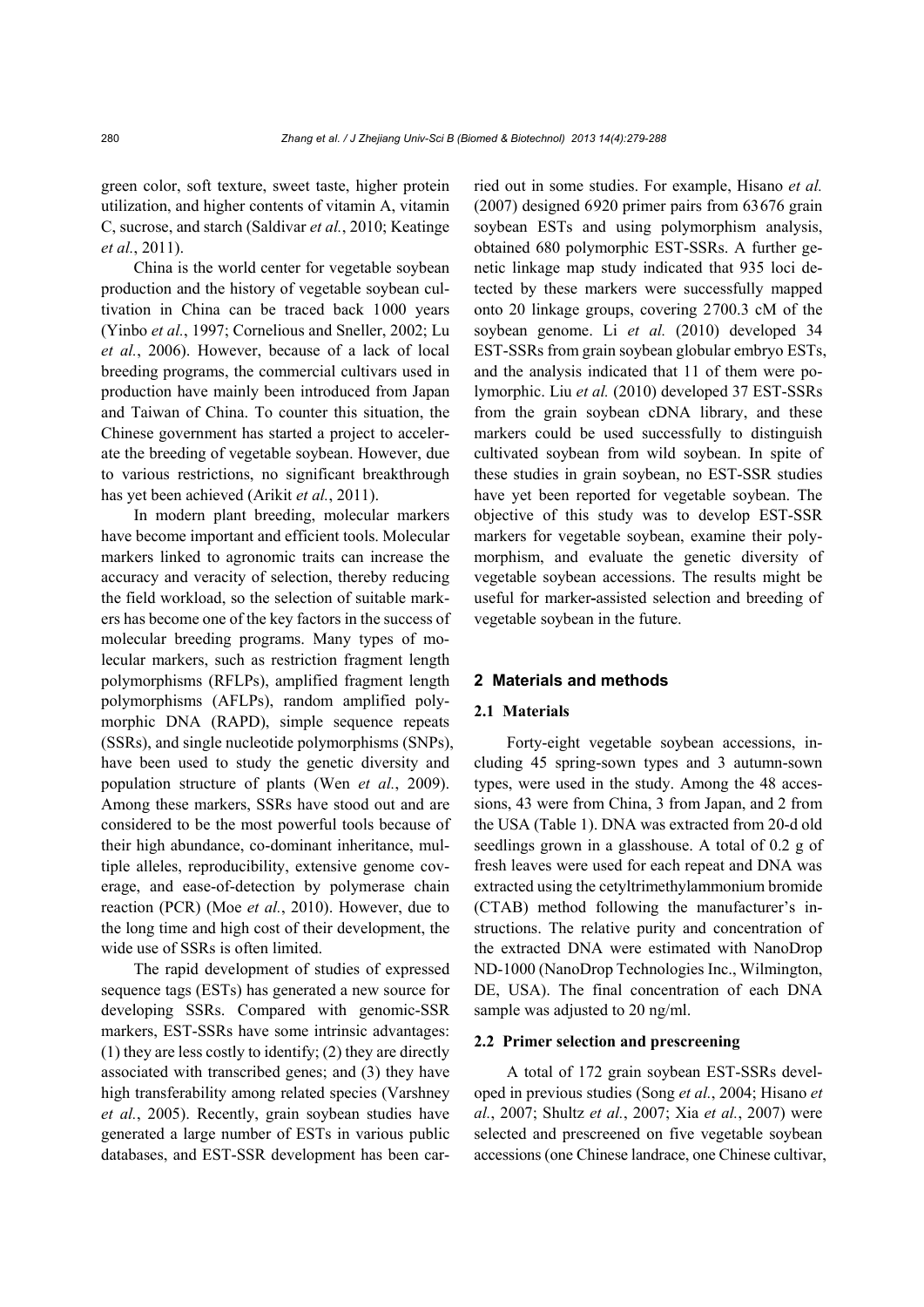green color, soft texture, sweet taste, higher protein utilization, and higher contents of vitamin A, vitamin C, sucrose, and starch (Saldivar *et al.*, 2010; Keatinge *et al.*, 2011).

China is the world center for vegetable soybean production and the history of vegetable soybean cultivation in China can be traced back 1000 years (Yinbo *et al.*, 1997; Cornelious and Sneller, 2002; Lu *et al.*, 2006). However, because of a lack of local breeding programs, the commercial cultivars used in production have mainly been introduced from Japan and Taiwan of China. To counter this situation, the Chinese government has started a project to accelerate the breeding of vegetable soybean. However, due to various restrictions, no significant breakthrough has yet been achieved (Arikit *et al.*, 2011).

In modern plant breeding, molecular markers have become important and efficient tools. Molecular markers linked to agronomic traits can increase the accuracy and veracity of selection, thereby reducing the field workload, so the selection of suitable markers has become one of the key factors in the success of molecular breeding programs. Many types of molecular markers, such as restriction fragment length polymorphisms (RFLPs), amplified fragment length polymorphisms (AFLPs), random amplified polymorphic DNA (RAPD), simple sequence repeats (SSRs), and single nucleotide polymorphisms (SNPs), have been used to study the genetic diversity and population structure of plants (Wen *et al.*, 2009). Among these markers, SSRs have stood out and are considered to be the most powerful tools because of their high abundance, co-dominant inheritance, multiple alleles, reproducibility, extensive genome coverage, and ease-of-detection by polymerase chain reaction (PCR) (Moe *et al.*, 2010). However, due to the long time and high cost of their development, the wide use of SSRs is often limited.

The rapid development of studies of expressed sequence tags (ESTs) has generated a new source for developing SSRs. Compared with genomic-SSR markers, EST-SSRs have some intrinsic advantages: (1) they are less costly to identify; (2) they are directly associated with transcribed genes; and (3) they have high transferability among related species (Varshney *et al.*, 2005). Recently, grain soybean studies have generated a large number of ESTs in various public databases, and EST-SSR development has been carried out in some studies. For example, Hisano *et al.* (2007) designed 6920 primer pairs from 63676 grain soybean ESTs and using polymorphism analysis, obtained 680 polymorphic EST-SSRs. A further genetic linkage map study indicated that 935 loci detected by these markers were successfully mapped onto 20 linkage groups, covering 2700.3 cM of the soybean genome. Li *et al.* (2010) developed 34 EST-SSRs from grain soybean globular embryo ESTs, and the analysis indicated that 11 of them were polymorphic. Liu *et al.* (2010) developed 37 EST-SSRs from the grain soybean cDNA library, and these markers could be used successfully to distinguish cultivated soybean from wild soybean. In spite of these studies in grain soybean, no EST-SSR studies have yet been reported for vegetable soybean. The objective of this study was to develop EST-SSR markers for vegetable soybean, examine their polymorphism, and evaluate the genetic diversity of vegetable soybean accessions. The results might be useful for marker-assisted selection and breeding of vegetable soybean in the future.

## 2 Materials and methods

### 2.1 Materials

Forty-eight vegetable soybean accessions, including 45 spring-sown types and 3 autumn-sown types, were used in the study. Among the 48 accessions, 43 were from China, 3 from Japan, and 2 from the USA (Table 1). DNA was extracted from 20-d old seedlings grown in a glasshouse. A total of 0.2 g of fresh leaves were used for each repeat and DNA was extracted using the cetyltrimethylammonium bromide (CTAB) method following the manufacturer's instructions. The relative purity and concentration of the extracted DNA were estimated with NanoDrop ND-1000 (NanoDrop Technologies Inc., Wilmington, DE, USA). The final concentration of each DNA sample was adjusted to 20 ng/ml.

### 2.2 Primer selection and prescreening

A total of 172 grain soybean EST-SSRs developed in previous studies (Song *et al.*, 2004; Hisano *et al.*, 2007; Shultz *et al.*, 2007; Xia *et al.*, 2007) were selected and prescreened on five vegetable soybean accessions (one Chinese landrace, one Chinese cultivar,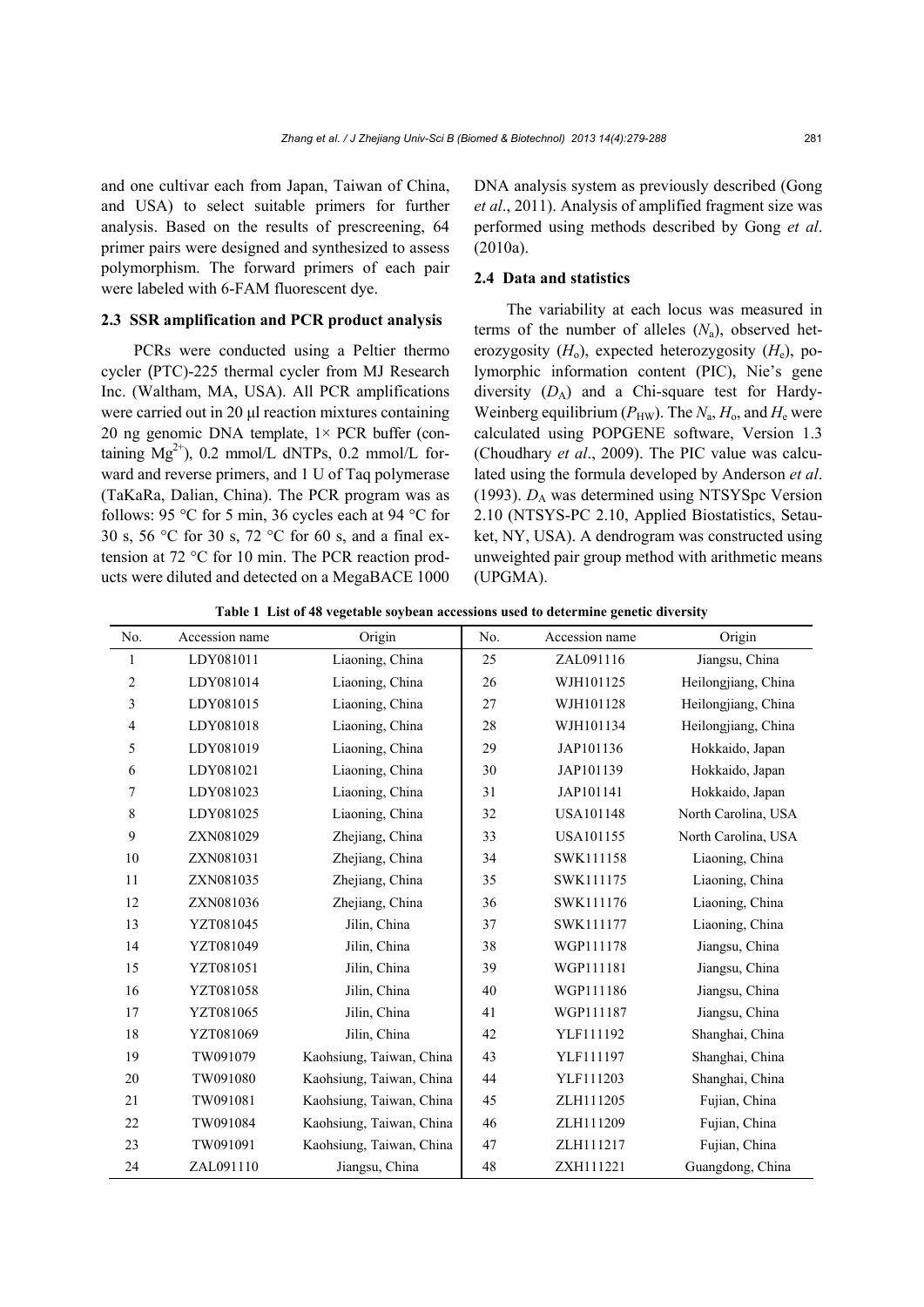and one cultivar each from Japan, Taiwan of China, and USA) to select suitable primers for further analysis. Based on the results of prescreening, 64 primer pairs were designed and synthesized to assess polymorphism. The forward primers of each pair were labeled with 6-FAM fluorescent dye.

### 2.3 SSR amplification and PCR product analysis

PCRs were conducted using a Peltier thermo cycler (PTC)-225 thermal cycler from MJ Research Inc. (Waltham, MA, USA). All PCR amplifications were carried out in 20 μl reaction mixtures containing 20 ng genomic DNA template, 1× PCR buffer (containing $Mg^{2+}$), 0.2 mmol/L dNTPs, 0.2 mmol/L forward and reverse primers, and 1 U of Taq polymerase (TaKaRa, Dalian, China). The PCR program was as follows: 95 °C for 5 min, 36 cycles each at 94 °C for 30 s, 56 °C for 30 s, 72 °C for 60 s, and a final extension at 72 °C for 10 min. The PCR reaction products were diluted and detected on a MegaBACE 1000 DNA analysis system as previously described (Gong *et al*., 2011). Analysis of amplified fragment size was performed using methods described by Gong *et al*. (2010a).

### 2.4 Data and statistics

The variability at each locus was measured in terms of the number of alleles ($N_a$), observed heterozygosity ($H_o$), expected heterozygosity ($H_e$), polymorphic information content (PIC), Nie's gene diversity ($D_A$) and a Chi-square test for Hardy-Weinberg equilibrium ($P_{HW}$). The $N_a$, $H_o$, and $H_e$ were calculated using POPGENE software, Version 1.3 (Choudhary *et al*., 2009). The PIC value was calculated using the formula developed by Anderson *et al*. (1993). $D_A$ was determined using NTSYSpc Version 2.10 (NTSYS-PC 2.10, Applied Biostatistics, Setauket, NY, USA). A dendrogram was constructed using unweighted pair group method with arithmetic means (UPGMA).

**Table 1 List of 48 vegetable soybean accessions used to determine genetic diversity**

| No. | Accession name | Origin | No. | Accession name | Origin |
|---|---|---|---|---|---|
| 1 | LDY081011 | Liaoning, China | 25 | ZAL091116 | Jiangsu, China |
| 2 | LDY081014 | Liaoning, China | 26 | WJH101125 | Heilongjiang, China |
| 3 | LDY081015 | Liaoning, China | 27 | WJH101128 | Heilongjiang, China |
| 4 | LDY081018 | Liaoning, China | 28 | WJH101134 | Heilongjiang, China |
| 5 | LDY081019 | Liaoning, China | 29 | JAP101136 | Hokkaido, Japan |
| 6 | LDY081021 | Liaoning, China | 30 | JAP101139 | Hokkaido, Japan |
| 7 | LDY081023 | Liaoning, China | 31 | JAP101141 | Hokkaido, Japan |
| 8 | LDY081025 | Liaoning, China | 32 | USA101148 | North Carolina, USA |
| 9 | ZXN081029 | Zhejiang, China | 33 | USA101155 | North Carolina, USA |
| 10 | ZXN081031 | Zhejiang, China | 34 | SWK111158 | Liaoning, China |
| 11 | ZXN081035 | Zhejiang, China | 35 | SWK111175 | Liaoning, China |
| 12 | ZXN081036 | Zhejiang, China | 36 | SWK111176 | Liaoning, China |
| 13 | YZT081045 | Jilin, China | 37 | SWK111177 | Liaoning, China |
| 14 | YZT081049 | Jilin, China | 38 | WGP111178 | Jiangsu, China |
| 15 | YZT081051 | Jilin, China | 39 | WGP111181 | Jiangsu, China |
| 16 | YZT081058 | Jilin, China | 40 | WGP111186 | Jiangsu, China |
| 17 | YZT081065 | Jilin, China | 41 | WGP111187 | Jiangsu, China |
| 18 | YZT081069 | Jilin, China | 42 | YLF111192 | Shanghai, China |
| 19 | TW091079 | Kaohsiung, Taiwan, China | 43 | YLF111197 | Shanghai, China |
| 20 | TW091080 | Kaohsiung, Taiwan, China | 44 | YLF111203 | Shanghai, China |
| 21 | TW091081 | Kaohsiung, Taiwan, China | 45 | ZLH111205 | Fujian, China |
| 22 | TW091084 | Kaohsiung, Taiwan, China | 46 | ZLH111209 | Fujian, China |
| 23 | TW091091 | Kaohsiung, Taiwan, China | 47 | ZLH111217 | Fujian, China |
| 24 | ZAL091110 | Jiangsu, China | 48 | ZXH111221 | Guangdong, China |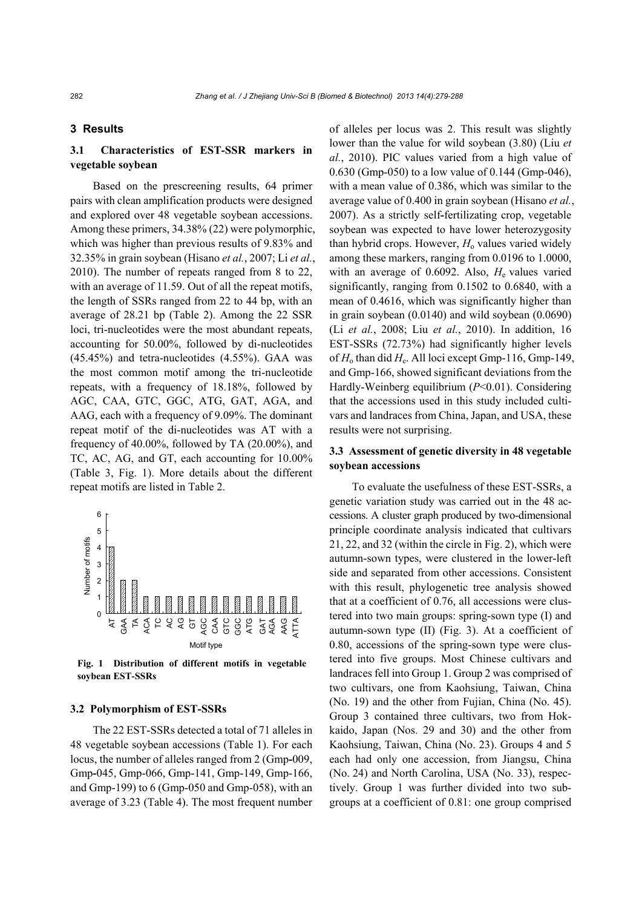## 3 Results

### 3.1 Characteristics of EST-SSR markers in vegetable soybean

Based on the prescreening results, 64 primer pairs with clean amplification products were designed and explored over 48 vegetable soybean accessions. Among these primers, 34.38% (22) were polymorphic, which was higher than previous results of 9.83% and 32.35% in grain soybean (Hisano *et al.*, 2007; Li *et al.*, 2010). The number of repeats ranged from 8 to 22, with an average of 11.59. Out of all the repeat motifs, the length of SSRs ranged from 22 to 44 bp, with an average of 28.21 bp (Table 2). Among the 22 SSR loci, tri-nucleotides were the most abundant repeats, accounting for 50.00%, followed by di-nucleotides (45.45%) and tetra-nucleotides (4.55%). GAA was the most common motif among the tri-nucleotide repeats, with a frequency of 18.18%, followed by AGC, CAA, GTC, GGC, ATG, GAT, AGA, and AAG, each with a frequency of 9.09%. The dominant repeat motif of the di-nucleotides was AT with a frequency of 40.00%, followed by TA (20.00%), and TC, AC, AG, and GT, each accounting for 10.00% (Table 3, Fig. 1). More details about the different repeat motifs are listed in Table 2.

**Fig. 1 Distribution of different motifs in vegetable soybean EST-SSRs**

### 3.2 Polymorphism of EST-SSRs

The 22 EST-SSRs detected a total of 71 alleles in 48 vegetable soybean accessions (Table 1). For each locus, the number of alleles ranged from 2 (Gmp-009, Gmp-045, Gmp-066, Gmp-141, Gmp-149, Gmp-166, and Gmp-199) to 6 (Gmp-050 and Gmp-058), with an average of 3.23 (Table 4). The most frequent number of alleles per locus was 2. This result was slightly lower than the value for wild soybean (3.80) (Liu *et al.*, 2010). PIC values varied from a high value of 0.630 (Gmp-050) to a low value of 0.144 (Gmp-046), with a mean value of 0.386, which was similar to the average value of 0.400 in grain soybean (Hisano *et al.*, 2007). As a strictly self-fertilizating crop, vegetable soybean was expected to have lower heterozygosity than hybrid crops. However, $H_o$ values varied widely among these markers, ranging from 0.0196 to 1.0000, with an average of 0.6092. Also, $H_e$ values varied significantly, ranging from 0.1502 to 0.6840, with a mean of 0.4616, which was significantly higher than in grain soybean (0.0140) and wild soybean (0.0690) (Li *et al.*, 2008; Liu *et al.*, 2010). In addition, 16 EST-SSRs (72.73%) had significantly higher levels of $H_o$ than did $H_e$. All loci except Gmp-116, Gmp-149, and Gmp-166, showed significant deviations from the Hardly-Weinberg equilibrium ($P<0.01$). Considering that the accessions used in this study included cultivars and landraces from China, Japan, and USA, these results were not surprising.

### 3.3 Assessment of genetic diversity in 48 vegetable soybean accessions

To evaluate the usefulness of these EST-SSRs, a genetic variation study was carried out in the 48 accessions. A cluster graph produced by two-dimensional principle coordinate analysis indicated that cultivars 21, 22, and 32 (within the circle in Fig. 2), which were autumn-sown types, were clustered in the lower-left side and separated from other accessions. Consistent with this result, phylogenetic tree analysis showed that at a coefficient of 0.76, all accessions were clustered into two main groups: spring-sown type (I) and autumn-sown type (II) (Fig. 3). At a coefficient of 0.80, accessions of the spring-sown type were clustered into five groups. Most Chinese cultivars and landraces fell into Group 1. Group 2 was comprised of two cultivars, one from Kaohsiung, Taiwan, China (No. 19) and the other from Fujian, China (No. 45). Group 3 contained three cultivars, two from Hokkaido, Japan (Nos. 29 and 30) and the other from Kaohsiung, Taiwan, China (No. 23). Groups 4 and 5 each had only one accession, from Jiangsu, China (No. 24) and North Carolina, USA (No. 33), respectively. Group 1 was further divided into two subgroups at a coefficient of 0.81: one group comprised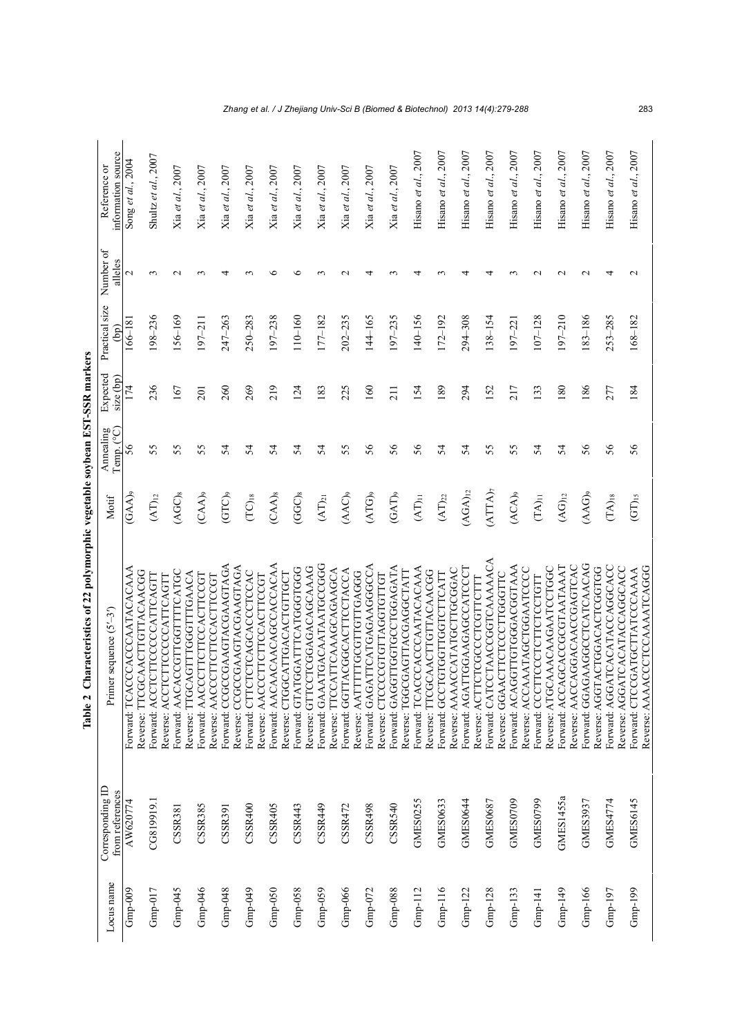**Table 2 Characteristics of 22 polymorphic vegetable soybean EST-SSR markers**

| Locus name | Corresponding ID from references | Primer sequence (5′–3′) | Motif | Annealing Temp. (°C) | Expected size (bp) | Practical size (bp) | Number of alleles | Reference or information source |
|---|---|---|---|---|---|---|---|---|
| Gmp-009 | AW620774 | Forward: TCACCCACCCAATACACAAA<br>Reverse: TTCGCAACTTGTTACAACGG | $(GAA)_9$ | 56 | 174 | 166–181 | 2 | Song *et al.*, 2004 |
| Gmp-017 | CG819919.1 | Forward: ACCTCTTCCCCCATTCAGTT<br>Reverse: ACCTCTTCCCCCATTCAGTT | $(AT)_{12}$ | 55 | 236 | 198–236 | 3 | Shultz *et al.*, 2007 |
| Gmp-045 | CSSR381 | Forward: AACACCGTTGGTTTTCATGC<br>Reverse: TTGCAGTTTGGGTTTGAACA | $(AGC)_8$ | 55 | 167 | 156–169 | 2 | Xia *et al.*, 2007 |
| Gmp-046 | CSSR385 | Forward: AACCCTTCTTCCACTTCCGT<br>Reverse: AACCCTTCTTCCACTTCCGT | $(CAA)_9$ | 55 | 201 | 197–211 | 3 | Xia *et al.*, 2007 |
| Gmp-048 | CSSR391 | Forward: CCGCCGAAGTACGAAGTAGA<br>Reverse: CCGCCGAAGTACGAAGTAGA | $(GTC)_9$ | 54 | 260 | 247–263 | 4 | Xia *et al.*, 2007 |
| Gmp-049 | CSSR400 | Forward: CTTCTCTCAGCACCCTCCAC<br>Reverse: AACCCTTCTTCCACTTCCGT | $(TC)_{18}$ | 54 | 269 | 250–283 | 3 | Xia *et al.*, 2007 |
| Gmp-050 | CSSR405 | Forward: AACAACAACAGCCACCACAA<br>Reverse: CTGGCATTGACACTGTTGCT | $(CAA)_8$ | 54 | 219 | 197–238 | 6 | Xia *et al.*, 2007 |
| Gmp-058 | CSSR443 | Forward: GTATGGATTCATGGGTGGG<br>Reverse: GTTCCTCGGAGACAGCAAAG | $(GGC)_8$ | 54 | 124 | 110–160 | 6 | Xia *et al.*, 2007 |
| Gmp-059 | CSSR449 | Forward: GAAATGACAATAATGCCGGG<br>Reverse: TTCCATTCAAAGCAGAAGCA | $(AT)_{21}$ | 54 | 183 | 177–182 | 3 | Xia *et al.*, 2007 |
| Gmp-066 | CSSR472 | Forward: GGTTACGGCACTTCCTACCA<br>Reverse: AATTTTTGCGTTGTTGAGGG | $(AAC)_9$ | 55 | 225 | 202–235 | 2 | Xia *et al.*, 2007 |
| Gmp-072 | CSSR498 | Forward: GAGATTCATGAGAAGGGCCA<br>Reverse: CTCCCCGTGTTAGGTGTTGT | $(ATG)_9$ | 56 | 160 | 144–165 | 4 | Xia *et al.*, 2007 |
| Gmp-088 | CSSR540 | Forward: GAGGTTGGTGCCTGGAGATA<br>Reverse: TGGCGAGTTACGAGGCTATT | $(GAT)_9$ | 56 | 211 | 197–235 | 3 | Xia *et al.*, 2007 |
| Gmp-112 | GMES0255 | Forward: TCACCCACCCAATACACAAA<br>Reverse: TTCGCAACTTGTTACAACGG | $(AT)_{11}$ | 56 | 154 | 140–156 | 4 | Hisano *et al.*, 2007 |
| Gmp-116 | GMES0633 | Forward: GCCTGTGGTTGGTCTTCATT<br>Reverse: AAAACCATATGCTTGCGGAC | $(AT)_{22}$ | 54 | 189 | 172–192 | 3 | Hisano *et al.*, 2007 |
| Gmp-122 | GMES0644 | Forward: AGATTGGAAGAGCCATCCCT<br>Reverse: ACTTCTCGCCCTCGTTCTTT | $(AGA)_{12}$ | 54 | 294 | 294–308 | 4 | Hisano *et al.*, 2007 |
| Gmp-128 | GMES0687 | Forward: CATCCTAACCGGTCAAAACA<br>Reverse: GGAACTTCTCCCTTGGGTTC | $(ATTA)_7$ | 55 | 152 | 138–154 | 4 | Hisano *et al.*, 2007 |
| Gmp-133 | GMES0709 | Forward: ACAGGTTGTGGGACGGTAAA<br>Reverse: ACCAAATAGCTGGAATCCCC | $(ACA)_9$ | 55 | 217 | 197–221 | 3 | Hisano *et al.*, 2007 |
| Gmp-141 | GMES0799 | Forward: CCCTTCCCTCTTCTCCTGTT<br>Reverse: ATGCAAACAAGAATCCTGGC | $(TA)_{11}$ | 54 | 133 | 107–128 | 2 | Hisano *et al.*, 2007 |
| Gmp-149 | GMES1455a | Forward: ACCAGCACCGCGTAATAAAT<br>Reverse: AACCAGGACAACCGAGTCAC | $(AG)_{12}$ | 54 | 180 | 197–210 | 2 | Hisano *et al.*, 2007 |
| Gmp-166 | GMES3937 | Forward: GGAGAAGGCCTCATCAACAG<br>Reverse: AGGTACTGGACACTCGGTGG | $(AAG)_9$ | 56 | 186 | 183–186 | 2 | Hisano *et al.*, 2007 |
| Gmp-197 | GMES4774 | Forward: AGGATCACATACCAGGCACC<br>Reverse: AGGATCACATACCAGGCACC | $(TA)_{18}$ | 56 | 277 | 253–285 | 4 | Hisano *et al.*, 2007 |
| Gmp-199 | GMES6145 | Forward: CTCCGATGCTTATCCCAAA<br>Reverse: AAAACCCTCCAAAATCAGGG | $(GT)_{15}$ | 56 | 184 | 168–182 | 2 | Hisano *et al.*, 2007 |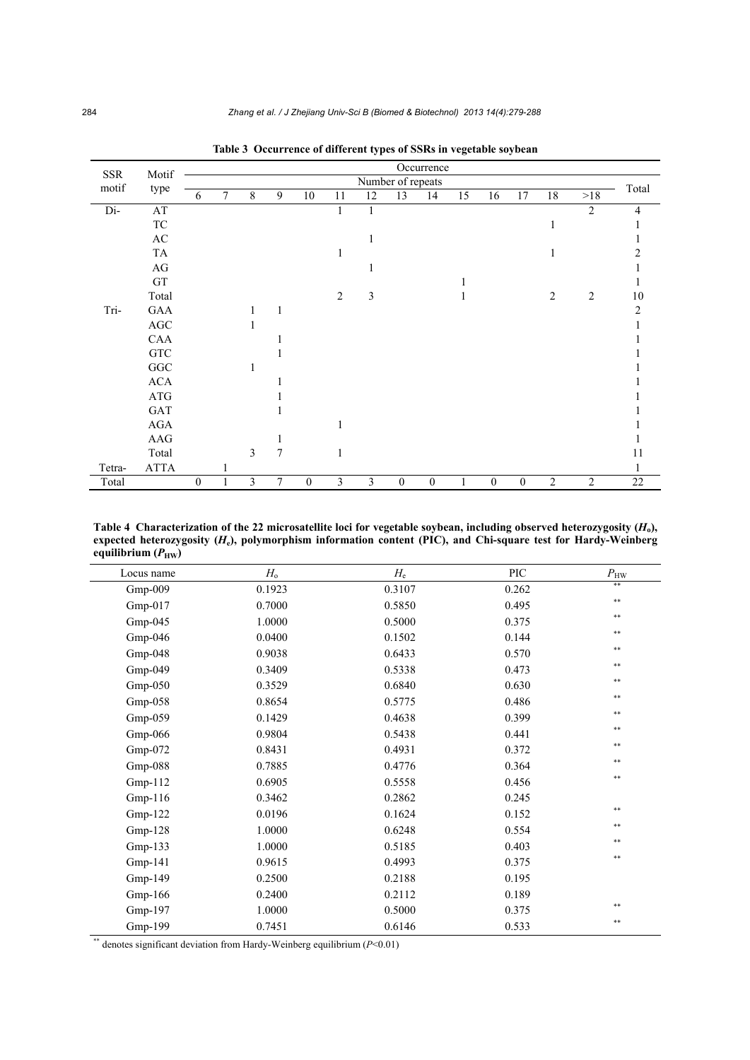**Table 3 Occurrence of different types of SSRs in vegetable soybean**

| SSR motif | Motif type | Occurrence | | | | | | | | | | | | | | |
|---|---|---|---|---|---|---|---|---|---|---|---|---|---|---|---|---|
| | | Number of repeats | | | | | | | | | | | | | | Total |
| | | 6 | 7 | 8 | 9 | 10 | 11 | 12 | 13 | 14 | 15 | 16 | 17 | 18 | >18 | |
| Di- | AT | | | | | | 1 | 1 | | | | | | | 2 | 4 |
| | TC | | | | | | | | | | | | | 1 | | 1 |
| | AC | | | | | | | 1 | | | | | | | | 1 |
| | TA | | | | | | 1 | | | | | | | 1 | | 2 |
| | AG | | | | | | | 1 | | | | | | | | 1 |
| | GT | | | | | | | | | | 1 | | | | | 1 |
| | Total | | | | | | 2 | 3 | | | 1 | | | 2 | 2 | 10 |
| Tri- | GAA | | | 1 | 1 | | | | | | | | | | | 2 |
| | AGC | | | 1 | | | | | | | | | | | | 1 |
| | CAA | | | | 1 | | | | | | | | | | | 1 |
| | GTC | | | | 1 | | | | | | | | | | | 1 |
| | GGC | | | 1 | | | | | | | | | | | | 1 |
| | ACA | | | | 1 | | | | | | | | | | | 1 |
| | ATG | | | | 1 | | | | | | | | | | | 1 |
| | GAT | | | | 1 | | | | | | | | | | | 1 |
| | AGA | | | | | | 1 | | | | | | | | | 1 |
| | AAG | | | | 1 | | | | | | | | | | | 1 |
| | Total | | | 3 | 7 | | 1 | | | | | | | | | 11 |
| Tetra- | ATTA | | 1 | | | | | | | | | | | | | 1 |
| Total | | 0 | 1 | 3 | 7 | 0 | 3 | 3 | 0 | 0 | 1 | 0 | 0 | 2 | 2 | 22 |

**Table 4 Characterization of the 22 microsatellite loci for vegetable soybean, including observed heterozygosity ($H_o$), expected heterozygosity ($H_e$), polymorphism information content (PIC), and Chi-square test for Hardy-Weinberg equilibrium ($P_{HW}$)**

| Locus name | $H_o$ | $H_e$ | PIC | $P_{HW}$ |
|---|---|---|---|---|
| Gmp-009 | 0.1923 | 0.3107 | 0.262 | ** |
| Gmp-017 | 0.7000 | 0.5850 | 0.495 | ** |
| Gmp-045 | 1.0000 | 0.5000 | 0.375 | ** |
| Gmp-046 | 0.0400 | 0.1502 | 0.144 | ** |
| Gmp-048 | 0.9038 | 0.6433 | 0.570 | ** |
| Gmp-049 | 0.3409 | 0.5338 | 0.473 | ** |
| Gmp-050 | 0.3529 | 0.6840 | 0.630 | ** |
| Gmp-058 | 0.8654 | 0.5775 | 0.486 | ** |
| Gmp-059 | 0.1429 | 0.4638 | 0.399 | ** |
| Gmp-066 | 0.9804 | 0.5438 | 0.441 | ** |
| Gmp-072 | 0.8431 | 0.4931 | 0.372 | ** |
| Gmp-088 | 0.7885 | 0.4776 | 0.364 | ** |
| Gmp-112 | 0.6905 | 0.5558 | 0.456 | ** |
| Gmp-116 | 0.3462 | 0.2862 | 0.245 | |
| Gmp-122 | 0.0196 | 0.1624 | 0.152 | ** |
| Gmp-128 | 1.0000 | 0.6248 | 0.554 | ** |
| Gmp-133 | 1.0000 | 0.5185 | 0.403 | ** |
| Gmp-141 | 0.9615 | 0.4993 | 0.375 | ** |
| Gmp-149 | 0.2500 | 0.2188 | 0.195 | |
| Gmp-166 | 0.2400 | 0.2112 | 0.189 | |
| Gmp-197 | 1.0000 | 0.5000 | 0.375 | ** |
| Gmp-199 | 0.7451 | 0.6146 | 0.533 | ** |

** denotes significant deviation from Hardy-Weinberg equilibrium ($P<0.01$)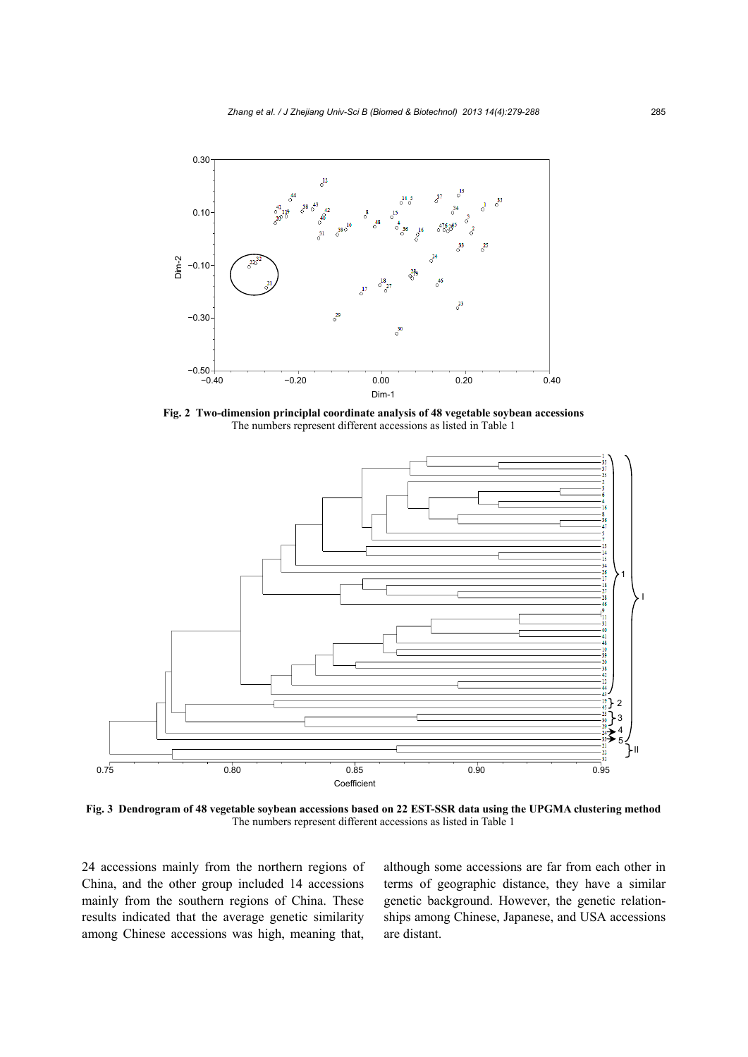**Fig. 2 Two-dimension principlal coordinate analysis of 48 vegetable soybean accessions**
The numbers represent different accessions as listed in Table 1

**Fig. 3 Dendrogram of 48 vegetable soybean accessions based on 22 EST-SSR data using the UPGMA clustering method**
The numbers represent different accessions as listed in Table 1

24 accessions mainly from the northern regions of China, and the other group included 14 accessions mainly from the southern regions of China. These results indicated that the average genetic similarity among Chinese accessions was high, meaning that, although some accessions are far from each other in terms of geographic distance, they have a similar genetic background. However, the genetic relationships among Chinese, Japanese, and USA accessions are distant.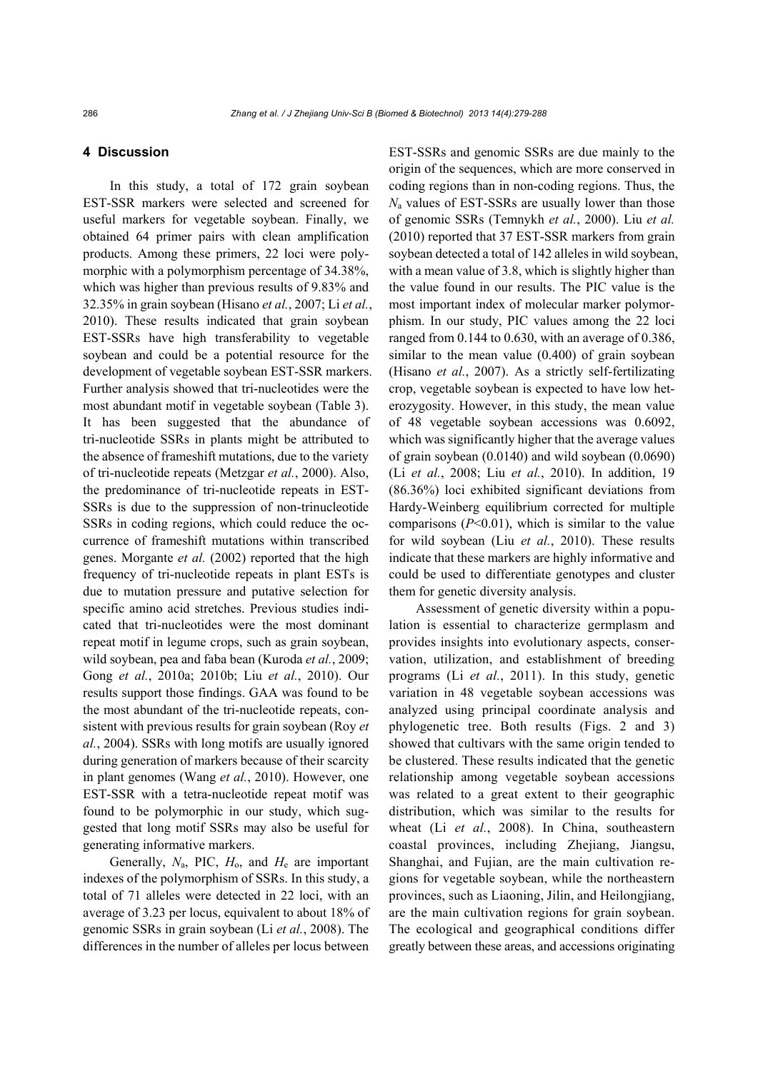## 4 Discussion

In this study, a total of 172 grain soybean EST-SSR markers were selected and screened for useful markers for vegetable soybean. Finally, we obtained 64 primer pairs with clean amplification products. Among these primers, 22 loci were polymorphic with a polymorphism percentage of 34.38%, which was higher than previous results of 9.83% and 32.35% in grain soybean (Hisano *et al.*, 2007; Li *et al.*, 2010). These results indicated that grain soybean EST-SSRs have high transferability to vegetable soybean and could be a potential resource for the development of vegetable soybean EST-SSR markers. Further analysis showed that tri-nucleotides were the most abundant motif in vegetable soybean (Table 3). It has been suggested that the abundance of tri-nucleotide SSRs in plants might be attributed to the absence of frameshift mutations, due to the variety of tri-nucleotide repeats (Metzgar *et al.*, 2000). Also, the predominance of tri-nucleotide repeats in EST-SSRs is due to the suppression of non-trinucleotide SSRs in coding regions, which could reduce the occurrence of frameshift mutations within transcribed genes. Morgante *et al.* (2002) reported that the high frequency of tri-nucleotide repeats in plant ESTs is due to mutation pressure and putative selection for specific amino acid stretches. Previous studies indicated that tri-nucleotides were the most dominant repeat motif in legume crops, such as grain soybean, wild soybean, pea and faba bean (Kuroda *et al.*, 2009; Gong *et al.*, 2010a; 2010b; Liu *et al.*, 2010). Our results support those findings. GAA was found to be the most abundant of the tri-nucleotide repeats, consistent with previous results for grain soybean (Roy *et al.*, 2004). SSRs with long motifs are usually ignored during generation of markers because of their scarcity in plant genomes (Wang *et al.*, 2010). However, one EST-SSR with a tetra-nucleotide repeat motif was found to be polymorphic in our study, which suggested that long motif SSRs may also be useful for generating informative markers.

Generally, $N_a$, PIC, $H_o$, and $H_e$ are important indexes of the polymorphism of SSRs. In this study, a total of 71 alleles were detected in 22 loci, with an average of 3.23 per locus, equivalent to about 18% of genomic SSRs in grain soybean (Li *et al.*, 2008). The differences in the number of alleles per locus between EST-SSRs and genomic SSRs are due mainly to the origin of the sequences, which are more conserved in coding regions than in non-coding regions. Thus, the $N_a$ values of EST-SSRs are usually lower than those of genomic SSRs (Temnykh *et al.*, 2000). Liu *et al.* (2010) reported that 37 EST-SSR markers from grain soybean detected a total of 142 alleles in wild soybean, with a mean value of 3.8, which is slightly higher than the value found in our results. The PIC value is the most important index of molecular marker polymorphism. In our study, PIC values among the 22 loci ranged from 0.144 to 0.630, with an average of 0.386, similar to the mean value (0.400) of grain soybean (Hisano *et al.*, 2007). As a strictly self-fertilizating crop, vegetable soybean is expected to have low heterozygosity. However, in this study, the mean value of 48 vegetable soybean accessions was 0.6092, which was significantly higher that the average values of grain soybean (0.0140) and wild soybean (0.0690) (Li *et al.*, 2008; Liu *et al.*, 2010). In addition, 19 (86.36%) loci exhibited significant deviations from Hardy-Weinberg equilibrium corrected for multiple comparisons ($P<0.01$), which is similar to the value for wild soybean (Liu *et al.*, 2010). These results indicate that these markers are highly informative and could be used to differentiate genotypes and cluster them for genetic diversity analysis.

Assessment of genetic diversity within a population is essential to characterize germplasm and provides insights into evolutionary aspects, conservation, utilization, and establishment of breeding programs (Li *et al.*, 2011). In this study, genetic variation in 48 vegetable soybean accessions was analyzed using principal coordinate analysis and phylogenetic tree. Both results (Figs. 2 and 3) showed that cultivars with the same origin tended to be clustered. These results indicated that the genetic relationship among vegetable soybean accessions was related to a great extent to their geographic distribution, which was similar to the results for wheat (Li *et al.*, 2008). In China, southeastern coastal provinces, including Zhejiang, Jiangsu, Shanghai, and Fujian, are the main cultivation regions for vegetable soybean, while the northeastern provinces, such as Liaoning, Jilin, and Heilongjiang, are the main cultivation regions for grain soybean. The ecological and geographical conditions differ greatly between these areas, and accessions originating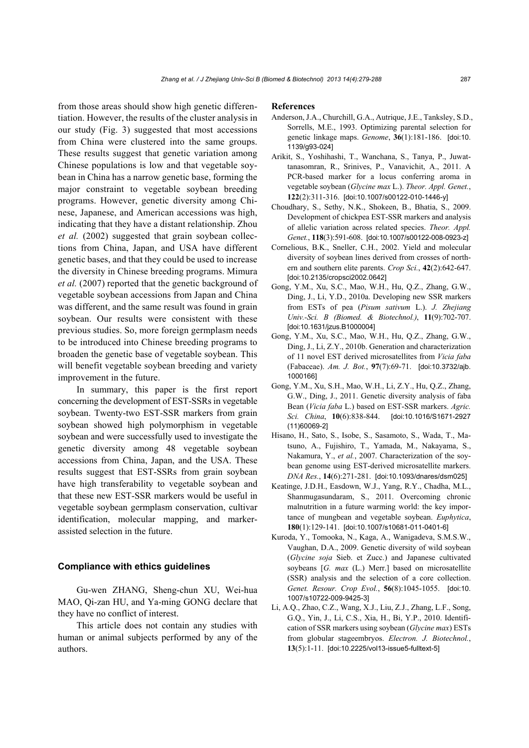from those areas should show high genetic differentiation. However, the results of the cluster analysis in our study (Fig. 3) suggested that most accessions from China were clustered into the same groups. These results suggest that genetic variation among Chinese populations is low and that vegetable soybean in China has a narrow genetic base, forming the major constraint to vegetable soybean breeding programs. However, genetic diversity among Chinese, Japanese, and American accessions was high, indicating that they have a distant relationship. Zhou *et al.* (2002) suggested that grain soybean collections from China, Japan, and USA have different genetic bases, and that they could be used to increase the diversity in Chinese breeding programs. Mimura *et al.* (2007) reported that the genetic background of vegetable soybean accessions from Japan and China was different, and the same result was found in grain soybean. Our results were consistent with these previous studies. So, more foreign germplasm needs to be introduced into Chinese breeding programs to broaden the genetic base of vegetable soybean. This will benefit vegetable soybean breeding and variety improvement in the future.

In summary, this paper is the first report concerning the development of EST-SSRs in vegetable soybean. Twenty-two EST-SSR markers from grain soybean showed high polymorphism in vegetable soybean and were successfully used to investigate the genetic diversity among 48 vegetable soybean accessions from China, Japan, and the USA. These results suggest that EST-SSRs from grain soybean have high transferability to vegetable soybean and that these new EST-SSR markers would be useful in vegetable soybean germplasm conservation, cultivar identification, molecular mapping, and marker-assisted selection in the future.

## Compliance with ethics guidelines

Gu-wen ZHANG, Sheng-chun XU, Wei-hua MAO, Qi-zan HU, and Ya-ming GONG declare that they have no conflict of interest.

This article does not contain any studies with human or animal subjects performed by any of the authors.

## References

Anderson, J.A., Churchill, G.A., Autrique, J.E., Tanksley, S.D., Sorrells, M.E., 1993. Optimizing parental selection for genetic linkage maps. *Genome*, **36**(1):181-186. [doi:10.1139/g93-024]

Arikit, S., Yoshihashi, T., Wanchana, S., Tanya, P., Juwattanasomran, R., Srinives, P., Vanavichit, A., 2011. A PCR-based marker for a locus conferring aroma in vegetable soybean (*Glycine max* L.). *Theor. Appl. Genet.*, **122**(2):311-316. [doi:10.1007/s00122-010-1446-y]

Choudhary, S., Sethy, N.K., Shokeen, B., Bhatia, S., 2009. Development of chickpea EST-SSR markers and analysis of allelic variation across related species. *Theor. Appl. Genet.*, **118**(3):591-608. [doi:10.1007/s00122-008-0923-z]

Cornelious, B.K., Sneller, C.H., 2002. Yield and molecular diversity of soybean lines derived from crosses of northern and southern elite parents. *Crop Sci.*, **42**(2):642-647. [doi:10.2135/cropsci2002.0642]

Gong, Y.M., Xu, S.C., Mao, W.H., Hu, Q.Z., Zhang, G.W., Ding, J., Li, Y.D., 2010a. Developing new SSR markers from ESTs of pea (*Pisum sativum* L.). *J. Zhejiang Univ.-Sci. B (Biomed. & Biotechnol.)*, **11**(9):702-707. [doi:10.1631/jzus.B1000004]

Gong, Y.M., Xu, S.C., Mao, W.H., Hu, Q.Z., Zhang, G.W., Ding, J., Li, Z.Y., 2010b. Generation and characterization of 11 novel EST derived microsatellites from *Vicia faba* (Fabaceae). *Am. J. Bot.*, **97**(7):69-71. [doi:10.3732/ajb.1000166]

Gong, Y.M., Xu, S.H., Mao, W.H., Li, Z.Y., Hu, Q.Z., Zhang, G.W., Ding, J., 2011. Genetic diversity analysis of faba Bean (*Vicia faba* L.) based on EST-SSR markers. *Agric. Sci. China*, **10**(6):838-844. [doi:10.1016/S1671-2927(11)60069-2]

Hisano, H., Sato, S., Isobe, S., Sasamoto, S., Wada, T., Matsuno, A., Fujishiro, T., Yamada, M., Nakayama, S., Nakamura, Y., *et al.*, 2007. Characterization of the soybean genome using EST-derived microsatellite markers. *DNA Res.*, **14**(6):271-281. [doi:10.1093/dnares/dsm025]

Keatinge, J.D.H., Easdown, W.J., Yang, R.Y., Chadha, M.L., Shanmugasundaram, S., 2011. Overcoming chronic malnutrition in a future warming world: the key importance of mungbean and vegetable soybean. *Euphytica*, **180**(1):129-141. [doi:10.1007/s10681-011-0401-6]

Kuroda, Y., Tomooka, N., Kaga, A., Wanigadeva, S.M.S.W., Vaughan, D.A., 2009. Genetic diversity of wild soybean (*Glycine soja* Sieb. et Zucc.) and Japanese cultivated soybeans [*G. max* (L.) Merr.] based on microsatellite (SSR) analysis and the selection of a core collection. *Genet. Resour. Crop Evol.*, **56**(8):1045-1055. [doi:10.1007/s10722-009-9425-3]

Li, A.Q., Zhao, C.Z., Wang, X.J., Liu, Z.J., Zhang, L.F., Song, G.Q., Yin, J., Li, C.S., Xia, H., Bi, Y.P., 2010. Identification of SSR markers using soybean (*Glycine max*) ESTs from globular stageembryos. *Electron. J. Biotechnol.*, **13**(5):1-11. [doi:10.2225/vol13-issue5-fulltext-5]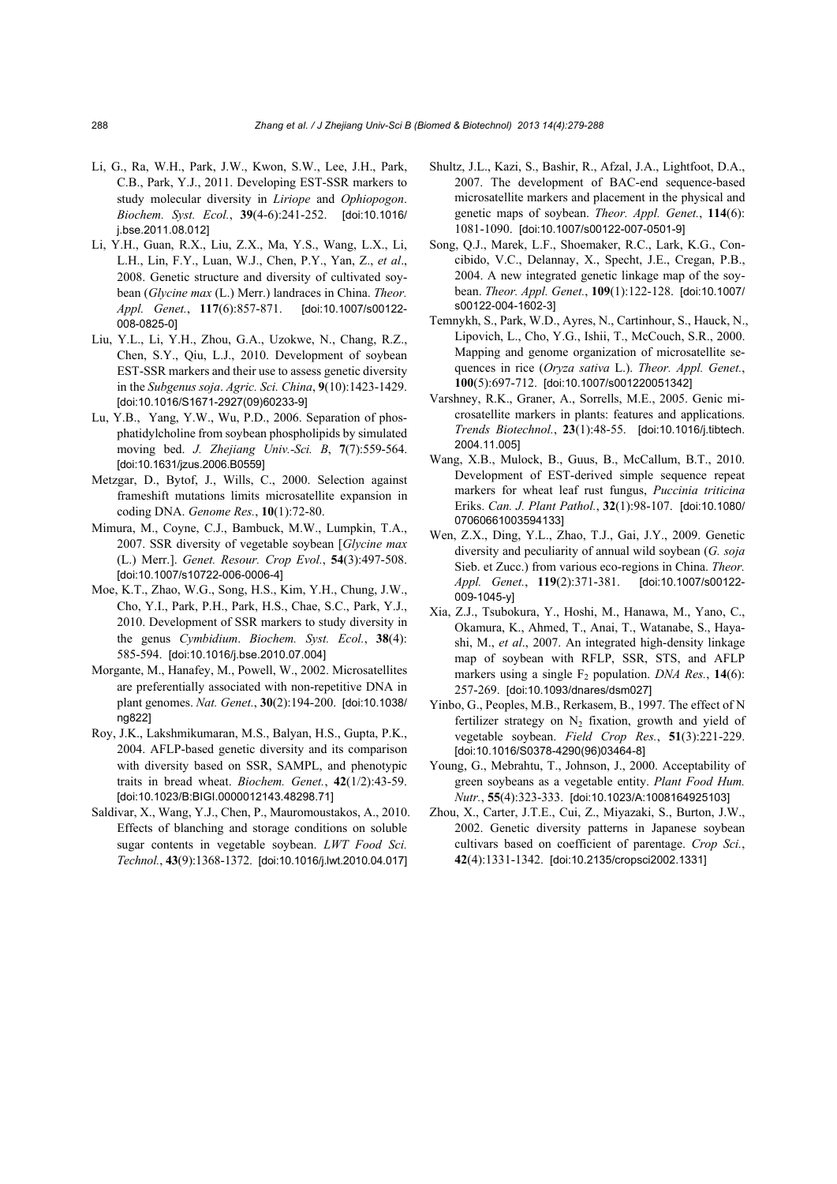Li, G., Ra, W.H., Park, J.W., Kwon, S.W., Lee, J.H., Park, C.B., Park, Y.J., 2011. Developing EST-SSR markers to study molecular diversity in *Liriope* and *Ophiopogon*. *Biochem. Syst. Ecol.*, **39**(4-6):241-252. [doi:10.1016/j.bse.2011.08.012]

Li, Y.H., Guan, R.X., Liu, Z.X., Ma, Y.S., Wang, L.X., Li, L.H., Lin, F.Y., Luan, W.J., Chen, P.Y., Yan, Z., *et al*., 2008. Genetic structure and diversity of cultivated soybean (*Glycine max* (L.) Merr.) landraces in China. *Theor. Appl. Genet.*, **117**(6):857-871. [doi:10.1007/s00122-008-0825-0]

Liu, Y.L., Li, Y.H., Zhou, G.A., Uzokwe, N., Chang, R.Z., Chen, S.Y., Qiu, L.J., 2010. Development of soybean EST-SSR markers and their use to assess genetic diversity in the *Subgenus soja*. *Agric. Sci. China*, **9**(10):1423-1429. [doi:10.1016/S1671-2927(09)60233-9]

Lu, Y.B., Yang, Y.W., Wu, P.D., 2006. Separation of phosphatidylcholine from soybean phospholipids by simulated moving bed. *J. Zhejiang Univ.-Sci. B*, **7**(7):559-564. [doi:10.1631/jzus.2006.B0559]

Metzgar, D., Bytof, J., Wills, C., 2000. Selection against frameshift mutations limits microsatellite expansion in coding DNA. *Genome Res.*, **10**(1):72-80.

Mimura, M., Coyne, C.J., Bambuck, M.W., Lumpkin, T.A., 2007. SSR diversity of vegetable soybean [*Glycine max* (L.) Merr.]. *Genet. Resour. Crop Evol.*, **54**(3):497-508. [doi:10.1007/s10722-006-0006-4]

Moe, K.T., Zhao, W.G., Song, H.S., Kim, Y.H., Chung, J.W., Cho, Y.I., Park, P.H., Park, H.S., Chae, S.C., Park, Y.J., 2010. Development of SSR markers to study diversity in the genus *Cymbidium*. *Biochem. Syst. Ecol.*, **38**(4):585-594. [doi:10.1016/j.bse.2010.07.004]

Morgante, M., Hanafey, M., Powell, W., 2002. Microsatellites are preferentially associated with non-repetitive DNA in plant genomes. *Nat. Genet.*, **30**(2):194-200. [doi:10.1038/ng822]

Roy, J.K., Lakshmikumaran, M.S., Balyan, H.S., Gupta, P.K., 2004. AFLP-based genetic diversity and its comparison with diversity based on SSR, SAMPL, and phenotypic traits in bread wheat. *Biochem. Genet.*, **42**(1/2):43-59. [doi:10.1023/B:BIGI.0000012143.48298.71]

Saldivar, X., Wang, Y.J., Chen, P., Mauromoustakos, A., 2010. Effects of blanching and storage conditions on soluble sugar contents in vegetable soybean. *LWT Food Sci. Technol.*, **43**(9):1368-1372. [doi:10.1016/j.lwt.2010.04.017]

Shultz, J.L., Kazi, S., Bashir, R., Afzal, J.A., Lightfoot, D.A., 2007. The development of BAC-end sequence-based microsatellite markers and placement in the physical and genetic maps of soybean. *Theor. Appl. Genet.*, **114**(6):1081-1090. [doi:10.1007/s00122-007-0501-9]

Song, Q.J., Marek, L.F., Shoemaker, R.C., Lark, K.G., Concibido, V.C., Delannay, X., Specht, J.E., Cregan, P.B., 2004. A new integrated genetic linkage map of the soybean. *Theor. Appl. Genet.*, **109**(1):122-128. [doi:10.1007/s00122-004-1602-3]

Temnykh, S., Park, W.D., Ayres, N., Cartinhour, S., Hauck, N., Lipovich, L., Cho, Y.G., Ishii, T., McCouch, S.R., 2000. Mapping and genome organization of microsatellite sequences in rice (*Oryza sativa* L.). *Theor. Appl. Genet.*, **100**(5):697-712. [doi:10.1007/s001220051342]

Varshney, R.K., Graner, A., Sorrells, M.E., 2005. Genic microsatellite markers in plants: features and applications. *Trends Biotechnol.*, **23**(1):48-55. [doi:10.1016/j.tibtech.2004.11.005]

Wang, X.B., Mulock, B., Guus, B., McCallum, B.T., 2010. Development of EST-derived simple sequence repeat markers for wheat leaf rust fungus, *Puccinia triticina* Eriks. *Can. J. Plant Pathol.*, **32**(1):98-107. [doi:10.1080/07060661003594133]

Wen, Z.X., Ding, Y.L., Zhao, T.J., Gai, J.Y., 2009. Genetic diversity and peculiarity of annual wild soybean (*G. soja* Sieb. et Zucc.) from various eco-regions in China. *Theor. Appl. Genet.*, **119**(2):371-381. [doi:10.1007/s00122-009-1045-y]

Xia, Z.J., Tsubokura, Y., Hoshi, M., Hanawa, M., Yano, C., Okamura, K., Ahmed, T., Anai, T., Watanabe, S., Hayashi, M., *et al*., 2007. An integrated high-density linkage map of soybean with RFLP, SSR, STS, and AFLP markers using a single $F_2$ population. *DNA Res.*, **14**(6):257-269. [doi:10.1093/dnares/dsm027]

Yinbo, G., Peoples, M.B., Rerkasem, B., 1997. The effect of N fertilizer strategy on $N_2$ fixation, growth and yield of vegetable soybean. *Field Crop Res.*, **51**(3):221-229. [doi:10.1016/S0378-4290(96)03464-8]

Young, G., Mebrahtu, T., Johnson, J., 2000. Acceptability of green soybeans as a vegetable entity. *Plant Food Hum. Nutr.*, **55**(4):323-333. [doi:10.1023/A:1008164925103]

Zhou, X., Carter, J.T.E., Cui, Z., Miyazaki, S., Burton, J.W., 2002. Genetic diversity patterns in Japanese soybean cultivars based on coefficient of parentage. *Crop Sci.*, **42**(4):1331-1342. [doi:10.2135/cropsci2002.1331]